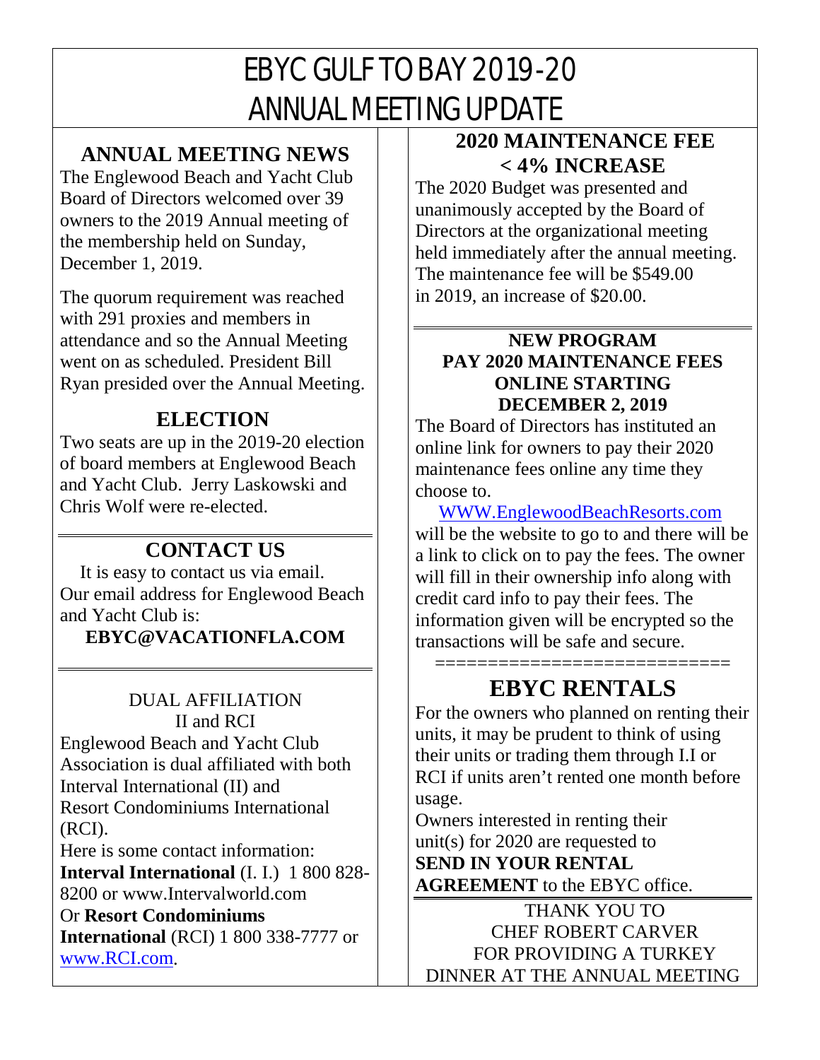# EBYC GULF TO BAY 2019-20 ANNUAL MEETING UPDATE

## ANNUAL MEETING NEWS

The Englewood Beach and Yacht Club Board of Directors welcomed over 39 owners to the 2019 Annual meeting of the membership held on Sunday, December 1, 2019.

The quorum requirement was reached with 291 proxies and members in attendance and so the Annual Meeting went on as scheduled. President Bill Ryan presided over the Annual Meeting.

## ELECTION

Two seats are up in the 2019-20 election of board members at Englewood Beach and Yacht Club. Jerry Laskowski and Chris Wolf were re-elected.

## CONTACT US

It is easy to contact us via email. Our email address for Englewood Beach and Yacht Club is:

**EBYC@VACATIONFLA.COM**

DUAL AFFILIATION
II and RCI

Englewood Beach and Yacht Club Association is dual affiliated with both Interval International (II) and Resort Condominiums International (RCI).

Here is some contact information:

**Interval International** (I. I.) 1 800 828-8200 or www.Intervalworld.com

Or **Resort Condominiums International** (RCI) 1 800 338-7777 or www.RCI.com.

## 2020 MAINTENANCE FEE < 4% INCREASE

The 2020 Budget was presented and unanimously accepted by the Board of Directors at the organizational meeting held immediately after the annual meeting. The maintenance fee will be $549.00 in 2019, an increase of $20.00.

### NEW PROGRAM PAY 2020 MAINTENANCE FEES ONLINE STARTING DECEMBER 2, 2019

The Board of Directors has instituted an online link for owners to pay their 2020 maintenance fees online any time they choose to.

WWW.EnglewoodBeachResorts.com will be the website to go to and there will be a link to click on to pay the fees. The owner will fill in their ownership info along with credit card info to pay their fees. The information given will be encrypted so the transactions will be safe and secure.

===========================

## EBYC RENTALS

For the owners who planned on renting their units, it may be prudent to think of using their units or trading them through I.I or RCI if units aren't rented one month before usage.

Owners interested in renting their unit(s) for 2020 are requested to **SEND IN YOUR RENTAL AGREEMENT** to the EBYC office.

THANK YOU TO CHEF ROBERT CARVER FOR PROVIDING A TURKEY DINNER AT THE ANNUAL MEETING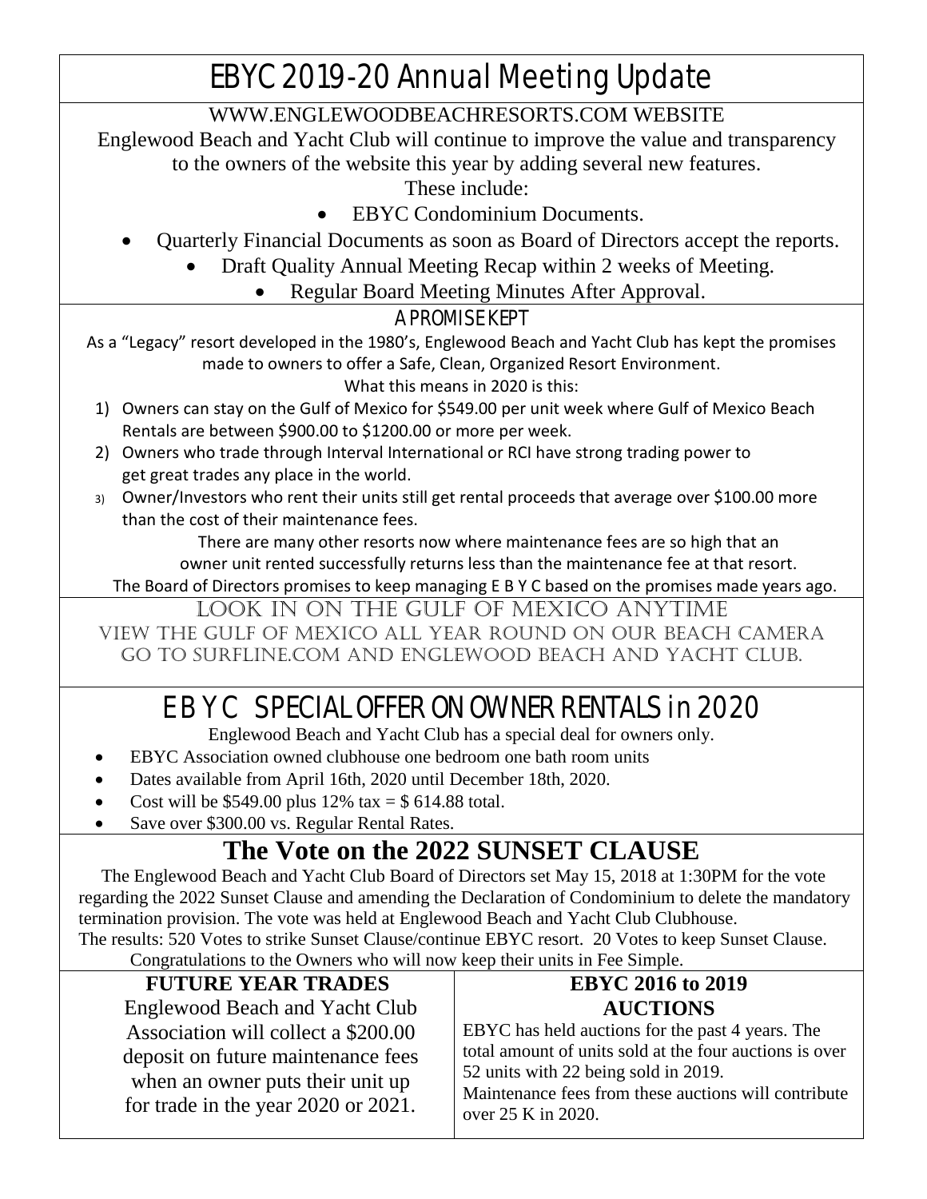# EBYC 2019-20 Annual Meeting Update

WWW.ENGLEWOODBEACHRESORTS.COM WEBSITE

Englewood Beach and Yacht Club will continue to improve the value and transparency to the owners of the website this year by adding several new features.

These include:

- EBYC Condominium Documents.
- Quarterly Financial Documents as soon as Board of Directors accept the reports.
- Draft Quality Annual Meeting Recap within 2 weeks of Meeting.
- Regular Board Meeting Minutes After Approval.

## A PROMISE KEPT

As a "Legacy" resort developed in the 1980's, Englewood Beach and Yacht Club has kept the promises made to owners to offer a Safe, Clean, Organized Resort Environment.

What this means in 2020 is this:

1) Owners can stay on the Gulf of Mexico for $549.00 per unit week where Gulf of Mexico Beach Rentals are between $900.00 to $1200.00 or more per week.
2) Owners who trade through Interval International or RCI have strong trading power to get great trades any place in the world.
3) Owner/Investors who rent their units still get rental proceeds that average over $100.00 more than the cost of their maintenance fees.

There are many other resorts now where maintenance fees are so high that an owner unit rented successfully returns less than the maintenance fee at that resort.

The Board of Directors promises to keep managing E B Y C based on the promises made years ago.

## LOOK IN ON THE GULF OF MEXICO ANYTIME

VIEW THE GULF OF MEXICO ALL YEAR ROUND ON OUR BEACH CAMERA GO TO SURFLINE.COM AND ENGLEWOOD BEACH AND YACHT CLUB.

# E B Y C SPECIAL OFFER ON OWNER RENTALS in 2020

Englewood Beach and Yacht Club has a special deal for owners only.

- EBYC Association owned clubhouse one bedroom one bath room units
- Dates available from April 16th, 2020 until December 18th, 2020.
- Cost will be $549.00 plus 12% tax = $ 614.88 total.
- Save over $300.00 vs. Regular Rental Rates.

# The Vote on the 2022 SUNSET CLAUSE

The Englewood Beach and Yacht Club Board of Directors set May 15, 2018 at 1:30PM for the vote regarding the 2022 Sunset Clause and amending the Declaration of Condominium to delete the mandatory termination provision. The vote was held at Englewood Beach and Yacht Club Clubhouse.

The results: 520 Votes to strike Sunset Clause/continue EBYC resort. 20 Votes to keep Sunset Clause.

Congratulations to the Owners who will now keep their units in Fee Simple.

## FUTURE YEAR TRADES

Englewood Beach and Yacht Club Association will collect a $200.00 deposit on future maintenance fees when an owner puts their unit up for trade in the year 2020 or 2021.

## EBYC 2016 to 2019 AUCTIONS

EBYC has held auctions for the past 4 years. The total amount of units sold at the four auctions is over 52 units with 22 being sold in 2019.

Maintenance fees from these auctions will contribute over 25 K in 2020.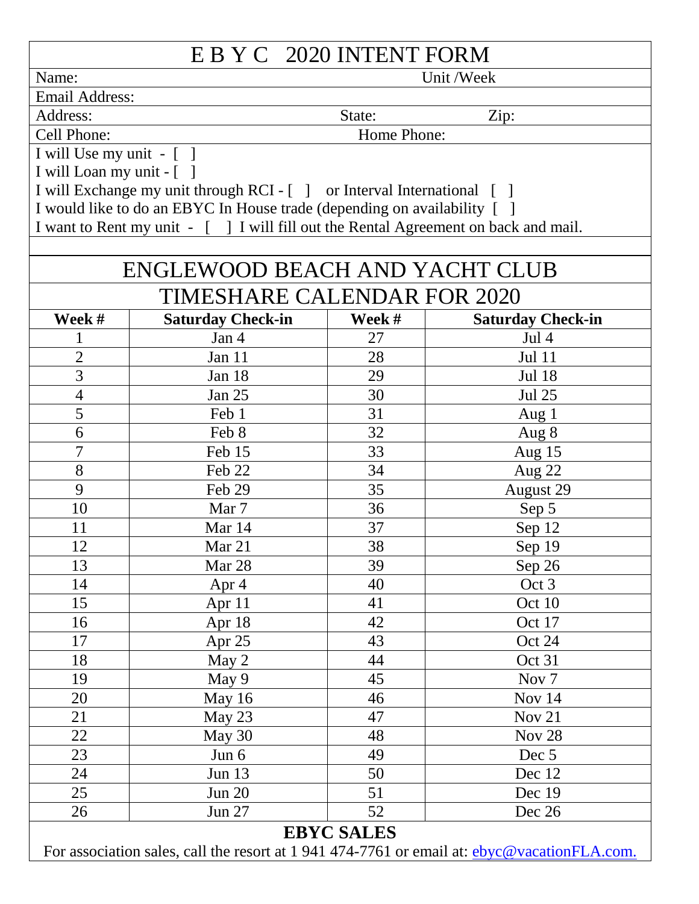# E B Y C 2020 INTENT FORM

Name: Unit /Week

Email Address:

Address: State: Zip:

Cell Phone: Home Phone:

I will Use my unit - [ ]

I will Loan my unit - [ ]

I will Exchange my unit through RCI - [ ] or Interval International [ ]

I would like to do an EBYC In House trade (depending on availability [ ]

I want to Rent my unit - [ ] I will fill out the Rental Agreement on back and mail.

# ENGLEWOOD BEACH AND YACHT CLUB

## TIMESHARE CALENDAR FOR 2020

| Week # | Saturday Check-in | Week # | Saturday Check-in |
|---|---|---|---|
| 1 | Jan 4 | 27 | Jul 4 |
| 2 | Jan 11 | 28 | Jul 11 |
| 3 | Jan 18 | 29 | Jul 18 |
| 4 | Jan 25 | 30 | Jul 25 |
| 5 | Feb 1 | 31 | Aug 1 |
| 6 | Feb 8 | 32 | Aug 8 |
| 7 | Feb 15 | 33 | Aug 15 |
| 8 | Feb 22 | 34 | Aug 22 |
| 9 | Feb 29 | 35 | August 29 |
| 10 | Mar 7 | 36 | Sep 5 |
| 11 | Mar 14 | 37 | Sep 12 |
| 12 | Mar 21 | 38 | Sep 19 |
| 13 | Mar 28 | 39 | Sep 26 |
| 14 | Apr 4 | 40 | Oct 3 |
| 15 | Apr 11 | 41 | Oct 10 |
| 16 | Apr 18 | 42 | Oct 17 |
| 17 | Apr 25 | 43 | Oct 24 |
| 18 | May 2 | 44 | Oct 31 |
| 19 | May 9 | 45 | Nov 7 |
| 20 | May 16 | 46 | Nov 14 |
| 21 | May 23 | 47 | Nov 21 |
| 22 | May 30 | 48 | Nov 28 |
| 23 | Jun 6 | 49 | Dec 5 |
| 24 | Jun 13 | 50 | Dec 12 |
| 25 | Jun 20 | 51 | Dec 19 |
| 26 | Jun 27 | 52 | Dec 26 |

**EBYC SALES**

For association sales, call the resort at 1 941 474-7761 or email at: ebyc@vacationFLA.com.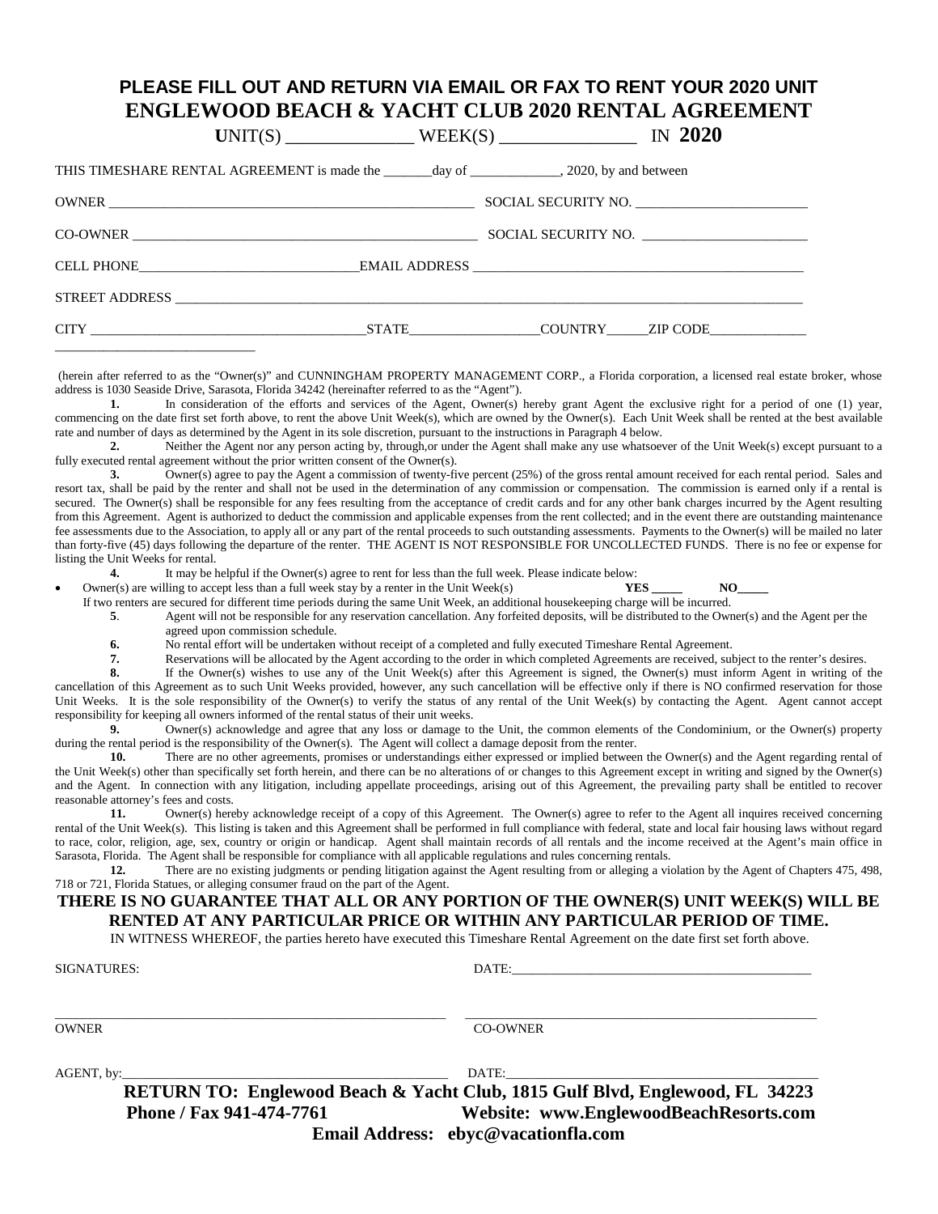# PLEASE FILL OUT AND RETURN VIA EMAIL OR FAX TO RENT YOUR 2020 UNIT

## ENGLEWOOD BEACH & YACHT CLUB 2020 RENTAL AGREEMENT

**U**NIT(S) ______________ WEEK(S) _______________ IN **2020**

THIS TIMESHARE RENTAL AGREEMENT is made the _______day of _____________, 2020, by and between

OWNER _______________________________________________________ SOCIAL SECURITY NO. _________________________

CO-OWNER ___________________________________________________ SOCIAL SECURITY NO. ________________________

CELL PHONE________________________________EMAIL ADDRESS ________________________________________________

STREET ADDRESS ___________________________________________________________________________________________

CITY _________________________________________STATE___________________COUNTRY______ZIP CODE______________

______________________________

(herein after referred to as the "Owner(s)" and CUNNINGHAM PROPERTY MANAGEMENT CORP., a Florida corporation, a licensed real estate broker, whose address is 1030 Seaside Drive, Sarasota, Florida 34242 (hereinafter referred to as the "Agent").

**1.** In consideration of the efforts and services of the Agent, Owner(s) hereby grant Agent the exclusive right for a period of one (1) year, commencing on the date first set forth above, to rent the above Unit Week(s), which are owned by the Owner(s). Each Unit Week shall be rented at the best available rate and number of days as determined by the Agent in its sole discretion, pursuant to the instructions in Paragraph 4 below.

**2.** Neither the Agent nor any person acting by, through,or under the Agent shall make any use whatsoever of the Unit Week(s) except pursuant to a fully executed rental agreement without the prior written consent of the Owner(s).

**3.** Owner(s) agree to pay the Agent a commission of twenty-five percent (25%) of the gross rental amount received for each rental period. Sales and resort tax, shall be paid by the renter and shall not be used in the determination of any commission or compensation. The commission is earned only if a rental is secured. The Owner(s) shall be responsible for any fees resulting from the acceptance of credit cards and for any other bank charges incurred by the Agent resulting from this Agreement. Agent is authorized to deduct the commission and applicable expenses from the rent collected; and in the event there are outstanding maintenance fee assessments due to the Association, to apply all or any part of the rental proceeds to such outstanding assessments. Payments to the Owner(s) will be mailed no later than forty-five (45) days following the departure of the renter. THE AGENT IS NOT RESPONSIBLE FOR UNCOLLECTED FUNDS. There is no fee or expense for listing the Unit Weeks for rental.

**4.** It may be helpful if the Owner(s) agree to rent for less than the full week. Please indicate below:

- Owner(s) are willing to accept less than a full week stay by a renter in the Unit Week(s) **YES _____** **NO_____**

If two renters are secured for different time periods during the same Unit Week, an additional housekeeping charge will be incurred.

**5**. Agent will not be responsible for any reservation cancellation. Any forfeited deposits, will be distributed to the Owner(s) and the Agent per the agreed upon commission schedule.

**6.** No rental effort will be undertaken without receipt of a completed and fully executed Timeshare Rental Agreement.

**7.** Reservations will be allocated by the Agent according to the order in which completed Agreements are received, subject to the renter's desires.

**8.** If the Owner(s) wishes to use any of the Unit Week(s) after this Agreement is signed, the Owner(s) must inform Agent in writing of the cancellation of this Agreement as to such Unit Weeks provided, however, any such cancellation will be effective only if there is NO confirmed reservation for those Unit Weeks. It is the sole responsibility of the Owner(s) to verify the status of any rental of the Unit Week(s) by contacting the Agent. Agent cannot accept responsibility for keeping all owners informed of the rental status of their unit weeks.

**9.** Owner(s) acknowledge and agree that any loss or damage to the Unit, the common elements of the Condominium, or the Owner(s) property during the rental period is the responsibility of the Owner(s). The Agent will collect a damage deposit from the renter.

**10.** There are no other agreements, promises or understandings either expressed or implied between the Owner(s) and the Agent regarding rental of the Unit Week(s) other than specifically set forth herein, and there can be no alterations of or changes to this Agreement except in writing and signed by the Owner(s) and the Agent. In connection with any litigation, including appellate proceedings, arising out of this Agreement, the prevailing party shall be entitled to recover reasonable attorney's fees and costs.

**11.** Owner(s) hereby acknowledge receipt of a copy of this Agreement. The Owner(s) agree to refer to the Agent all inquires received concerning rental of the Unit Week(s). This listing is taken and this Agreement shall be performed in full compliance with federal, state and local fair housing laws without regard to race, color, religion, age, sex, country or origin or handicap. Agent shall maintain records of all rentals and the income received at the Agent's main office in Sarasota, Florida. The Agent shall be responsible for compliance with all applicable regulations and rules concerning rentals.

**12.** There are no existing judgments or pending litigation against the Agent resulting from or alleging a violation by the Agent of Chapters 475, 498, 718 or 721, Florida Statues, or alleging consumer fraud on the part of the Agent.

**THERE IS NO GUARANTEE THAT ALL OR ANY PORTION OF THE OWNER(S) UNIT WEEK(S) WILL BE RENTED AT ANY PARTICULAR PRICE OR WITHIN ANY PARTICULAR PERIOD OF TIME.**

IN WITNESS WHEREOF, the parties hereto have executed this Timeshare Rental Agreement on the date first set forth above.

SIGNATURES: DATE:_______________________________________________

____________________________________________________________ ____________________________________________________

OWNER CO-OWNER

AGENT, by:_______________________________________________ DATE:_____________________________________________

**RETURN TO: Englewood Beach & Yacht Club, 1815 Gulf Blvd, Englewood, FL 34223**

**Phone / Fax 941-474-7761 Website: www.EnglewoodBeachResorts.com**

**Email Address: ebyc@vacationfla.com**